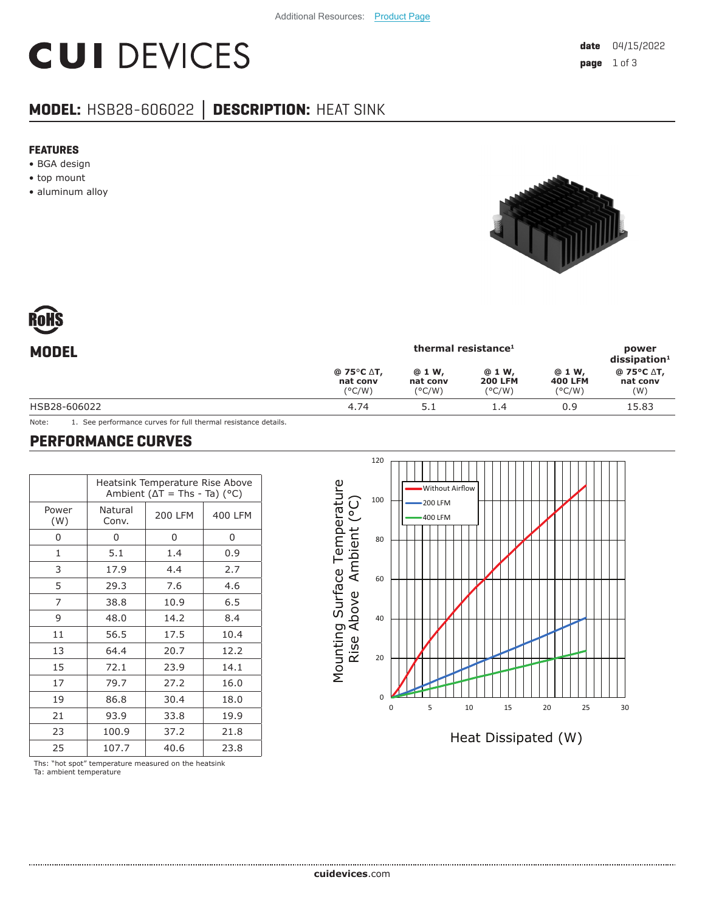Additional Resources: Product Page

# CUI DEVICES

date 04/15/2022

## MODEL: HSB28-606022 │ DESCRIPTION: HEAT SINK

### FEATURES

- BGA design
- top mount
- aluminum alloy

RoHS

| MODEL | thermal resistance[1] | | | | power dissipation[1] |
|---|---|---|---|---|---|
| | @ 75°C ΔT, nat conv (°C/W) | @ 1 W, nat conv (°C/W) | @ 1 W, 200 LFM (°C/W) | @ 1 W, 400 LFM (°C/W) | @ 75°C ΔT, nat conv (W) |
| HSB28-606022 | 4.74 | 5.1 | 1.4 | 0.9 | 15.83 |

Note: 1. See performance curves for full thermal resistance details.

## PERFORMANCE CURVES

| Power (W) | Heatsink Temperature Rise Above Ambient (ΔT = Ths - Ta) (°C) | | |
|---|---|---|---|
| | Natural Conv. | 200 LFM | 400 LFM |
| 0 | 0 | 0 | 0 |
| 1 | 5.1 | 1.4 | 0.9 |
| 3 | 17.9 | 4.4 | 2.7 |
| 5 | 29.3 | 7.6 | 4.6 |
| 7 | 38.8 | 10.9 | 6.5 |
| 9 | 48.0 | 14.2 | 8.4 |
| 11 | 56.5 | 17.5 | 10.4 |
| 13 | 64.4 | 20.7 | 12.2 |
| 15 | 72.1 | 23.9 | 14.1 |
| 17 | 79.7 | 27.2 | 16.0 |
| 19 | 86.8 | 30.4 | 18.0 |
| 21 | 93.9 | 33.8 | 19.9 |
| 23 | 100.9 | 37.2 | 21.8 |
| 25 | 107.7 | 40.6 | 23.8 |

Ths: "hot spot" temperature measured on the heatsink
Ta: ambient temperature

cuidevices.com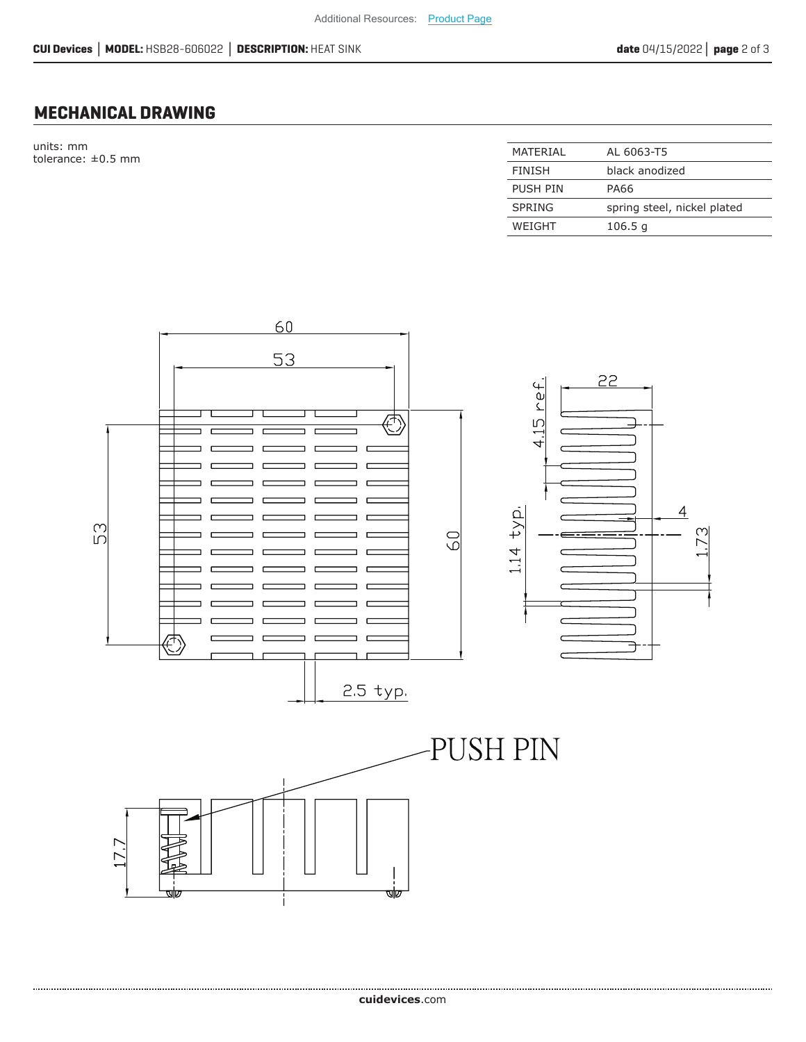## MECHANICAL DRAWING

units: mm
tolerance: ±0.5 mm

| MATERIAL | AL 6063-T5 |
|---|---|
| FINISH | black anodized |
| PUSH PIN | PA66 |
| SPRING | spring steel, nickel plated |
| WEIGHT | 106.5 g |

60

53

53

60

2.5 typ.

22

4.15 ref.

1.14 typ.

4

1.73

PUSH PIN

17.7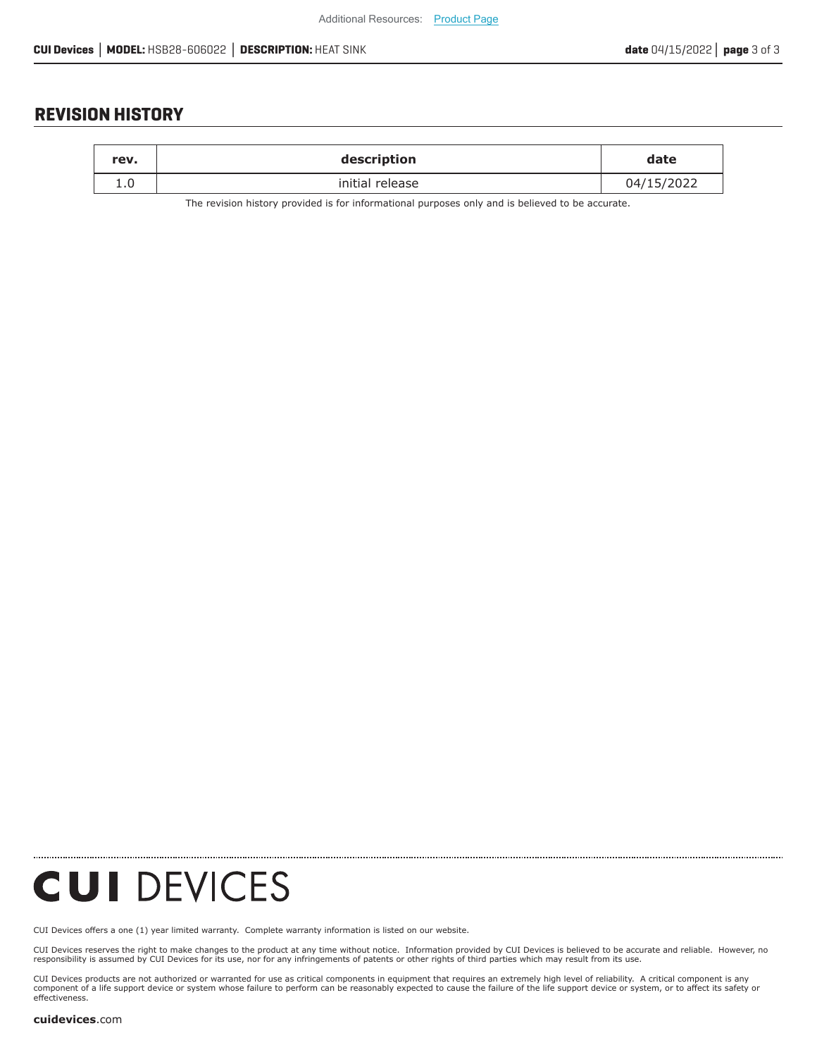## REVISION HISTORY

| rev. | description | date |
| --- | --- | --- |
| 1.0 | initial release | 04/15/2022 |

The revision history provided is for informational purposes only and is believed to be accurate.

CUI DEVICES

CUI Devices offers a one (1) year limited warranty. Complete warranty information is listed on our website.

CUI Devices reserves the right to make changes to the product at any time without notice. Information provided by CUI Devices is believed to be accurate and reliable. However, no responsibility is assumed by CUI Devices for its use, nor for any infringements of patents or other rights of third parties which may result from its use.

CUI Devices products are not authorized or warranted for use as critical components in equipment that requires an extremely high level of reliability. A critical component is any component of a life support device or system whose failure to perform can be reasonably expected to cause the failure of the life support device or system, or to affect its safety or effectiveness.

**cuidevices**.com